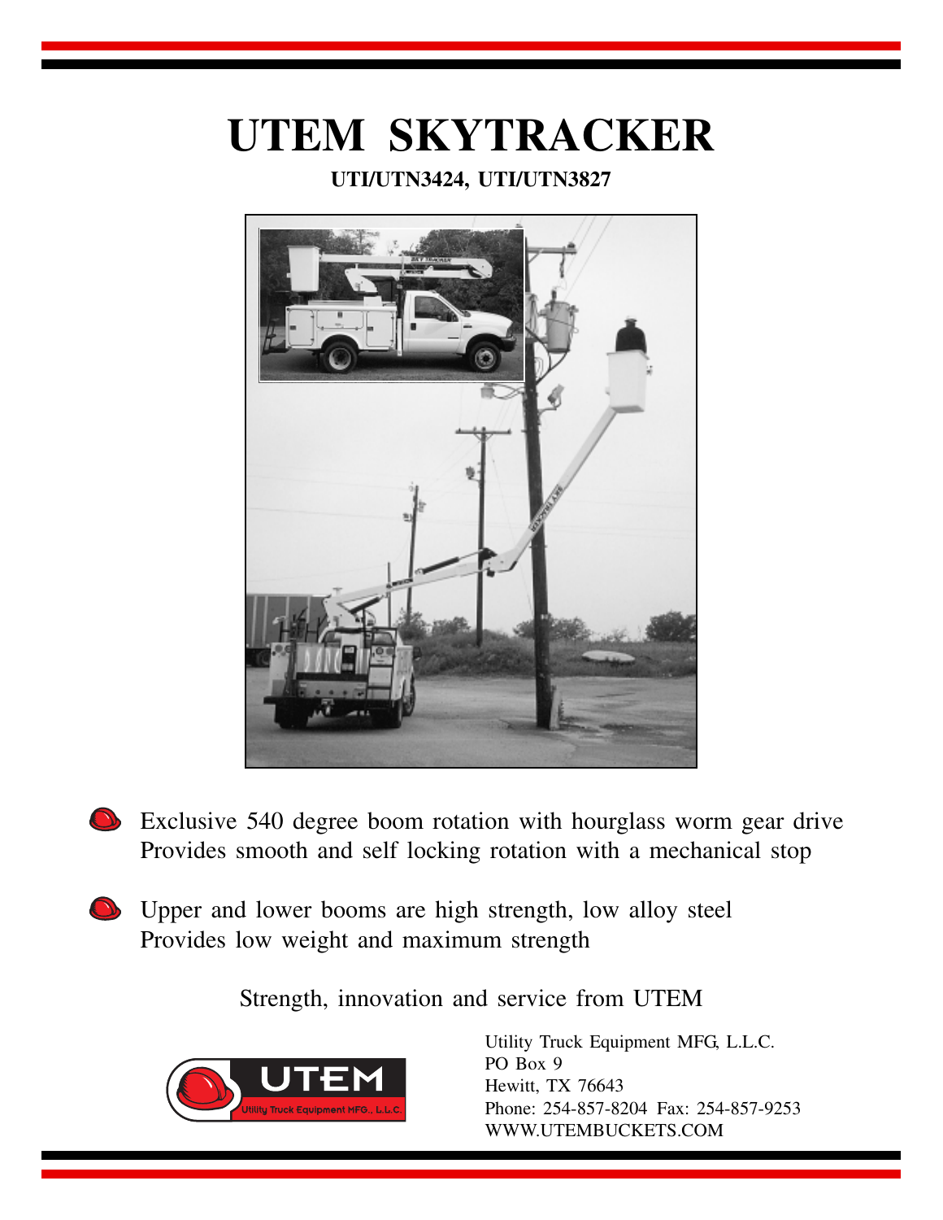# UTEM SKYTRACKER

**UTI/UTN3424, UTI/UTN3827**

- Exclusive 540 degree boom rotation with hourglass worm gear drive
  Provides smooth and self locking rotation with a mechanical stop

- Upper and lower booms are high strength, low alloy steel
  Provides low weight and maximum strength

Strength, innovation and service from UTEM

UTEM
Utility Truck Equipment MFG., L.L.C.

Utility Truck Equipment MFG, L.L.C.
PO Box 9
Hewitt, TX 76643
Phone: 254-857-8204 Fax: 254-857-9253
WWW.UTEMBUCKETS.COM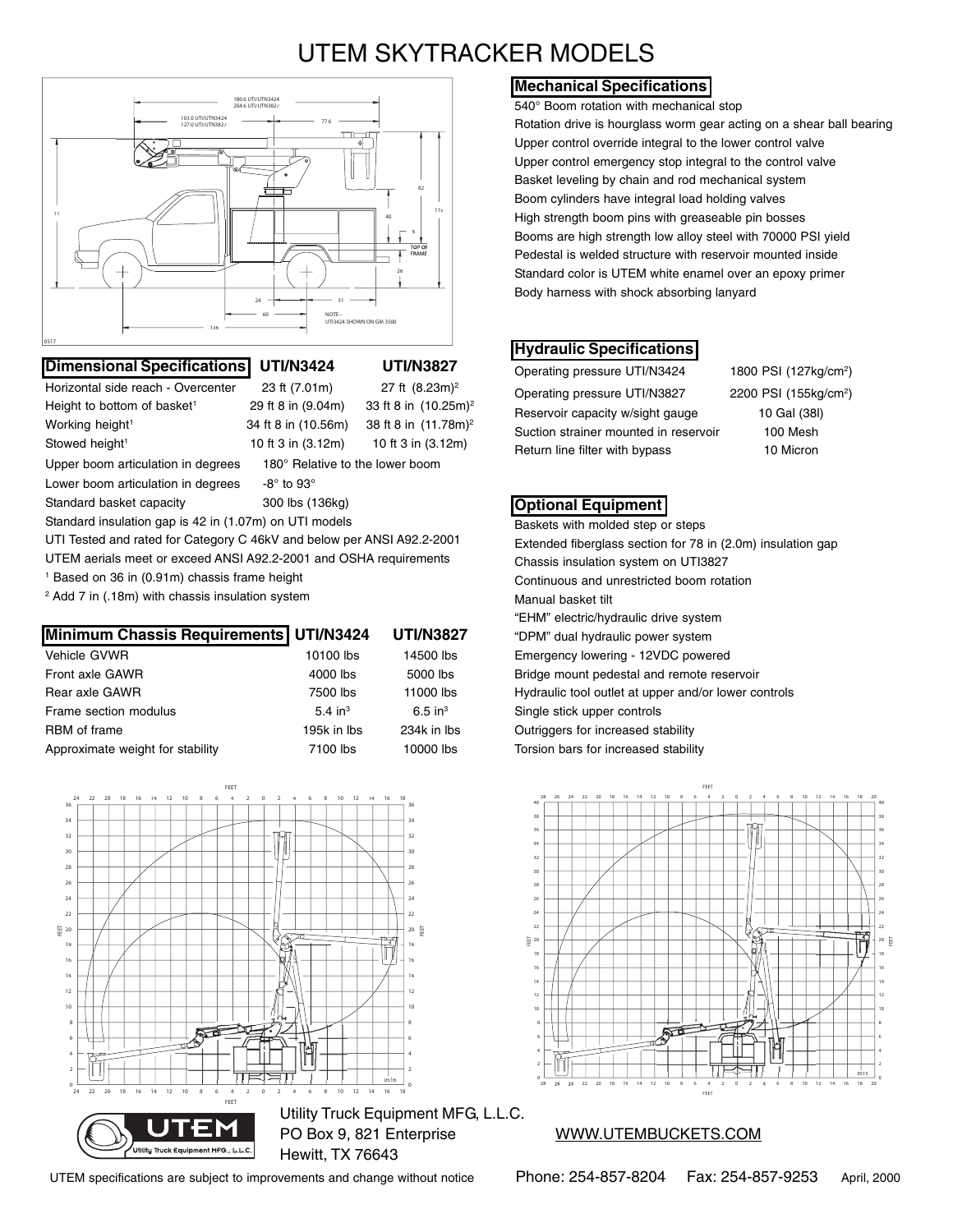# UTEM SKYTRACKER MODELS

180.6 UTI/UTN3424
204.6 UTI/UTN3827
103.0 UTI/UTN3424
127.0 UTI/UTN3827
77.6
82
115
11
40
5
TOP OF FRAME
28
24
51
60
136
NOTE--
UTI3424 SHOWN ON GM 3500
0517

## Dimensional Specifications

| Dimensional Specifications | UTI/N3424 | UTI/N3827 |
| --- | --- | --- |
| Horizontal side reach - Overcenter | 23 ft (7.01m) | 27 ft (8.23m)[2] |
| Height to bottom of basket[1] | 29 ft 8 in (9.04m) | 33 ft 8 in (10.25m)[2] |
| Working height[1] | 34 ft 8 in (10.56m) | 38 ft 8 in (11.78m)[2] |
| Stowed height[1] | 10 ft 3 in (3.12m) | 10 ft 3 in (3.12m) |
| Upper boom articulation in degrees | 180° Relative to the lower boom | |
| Lower boom articulation in degrees | -8° to 93° | |
| Standard basket capacity | 300 lbs (136kg) | |

Standard insulation gap is 42 in (1.07m) on UTI models

UTI Tested and rated for Category C 46kV and below per ANSI A92.2-2001

UTEM aerials meet or exceed ANSI A92.2-2001 and OSHA requirements

[1] Based on 36 in (0.91m) chassis frame height

[2] Add 7 in (.18m) with chassis insulation system

## Minimum Chassis Requirements

| Minimum Chassis Requirements | UTI/N3424 | UTI/N3827 |
| --- | --- | --- |
| Vehicle GVWR | 10100 lbs | 14500 lbs |
| Front axle GAWR | 4000 lbs | 5000 lbs |
| Rear axle GAWR | 7500 lbs | 11000 lbs |
| Frame section modulus | 5.4 in$^3$ | 6.5 in$^3$ |
| RBM of frame | 195k in lbs | 234k in lbs |
| Approximate weight for stability | 7100 lbs | 10000 lbs |

## Mechanical Specifications

540° Boom rotation with mechanical stop
Rotation drive is hourglass worm gear acting on a shear ball bearing
Upper control override integral to the lower control valve
Upper control emergency stop integral to the control valve
Basket leveling by chain and rod mechanical system
Boom cylinders have integral load holding valves
High strength boom pins with greaseable pin bosses
Booms are high strength low alloy steel with 70000 PSI yield
Pedestal is welded structure with reservoir mounted inside
Standard color is UTEM white enamel over an epoxy primer
Body harness with shock absorbing lanyard

## Hydraulic Specifications

| | |
| --- | --- |
| Operating pressure UTI/N3424 | 1800 PSI (127kg/cm$^2$) |
| Operating pressure UTI/N3827 | 2200 PSI (155kg/cm$^2$) |
| Reservoir capacity w/sight gauge | 10 Gal (38l) |
| Suction strainer mounted in reservoir | 100 Mesh |
| Return line filter with bypass | 10 Micron |

## Optional Equipment

Baskets with molded step or steps
Extended fiberglass section for 78 in (2.0m) insulation gap
Chassis insulation system on UTI3827
Continuous and unrestricted boom rotation
Manual basket tilt
"EHM" electric/hydraulic drive system
"DPM" dual hydraulic power system
Emergency lowering - 12VDC powered
Bridge mount pedestal and remote reservoir
Hydraulic tool outlet at upper and/or lower controls
Single stick upper controls
Outriggers for increased stability
Torsion bars for increased stability

FEET
24 22 20 18 16 14 12 10 8 6 4 2 0 2 4 6 8 10 12 14 16 18
0 2 4 6 8 10 12 14 16 18 20 22 24 26 28 30 32 34 36
FEET
0516

FEET
28 26 24 22 20 18 16 14 12 10 8 6 4 2 0 2 4 6 8 10 12 14 16 18 20
0 2 4 6 8 10 12 14 16 18 20 22 24 26 28 30 32 34 36 38 40
FEET
0515

Utility Truck Equipment MFG, L.L.C.
PO Box 9, 821 Enterprise
Hewitt, TX 76643

WWW.UTEMBUCKETS.COM

UTEM specifications are subject to improvements and change without notice

Phone: 254-857-8204 Fax: 254-857-9253 April, 2000